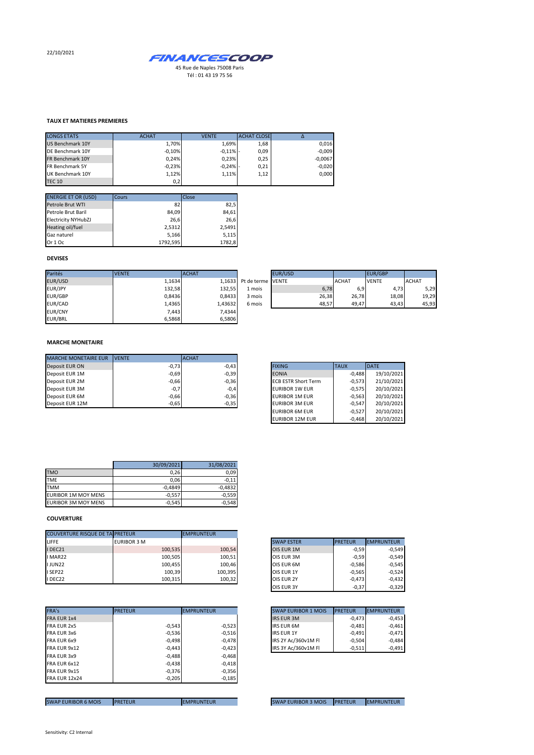22/10/2021

**FINANCESCOOP**

45 Rue de Naples 75008 Paris
Tél : 01 43 19 75 56

## TAUX ET MATIERES PREMIERES

| LONGS ETATS | ACHAT | VENTE | ACHAT CLOSE | Δ |
|---|---|---|---|---|
| US Benchmark 10Y | 1,70% | 1,69% | 1,68 | 0,016 |
| DE Benchmark 10Y | -0,10% | -0,11% - | 0,09 | -0,009 |
| FR Benchmark 10Y | 0,24% | 0,23% | 0,25 | -0,0067 |
| FR Benchmark 5Y | -0,23% | -0,24% - | 0,21 | -0,020 |
| UK Benchmark 10Y | 1,12% | 1,11% | 1,12 | 0,000 |
| TEC 10 | 0,2 | | | |

| ENERGIE ET OR (USD) | Cours | Close |
|---|---|---|
| Petrole Brut WTI | 82 | 82,5 |
| Petrole Brut Baril | 84,09 | 84,61 |
| Electricity NYHubZJ | 26,6 | 26,6 |
| Heating oil/fuel | 2,5312 | 2,5491 |
| Gaz naturel | 5,166 | 5,115 |
| Or 1 Oc | 1792,595 | 1782,8 |

## DEVISES

| Parités | VENTE | ACHAT |
|---|---|---|
| EUR/USD | 1,1634 | 1,1633 |
| EUR/JPY | 132,58 | 132,55 |
| EUR/GBP | 0,8436 | 0,8433 |
| EUR/CAD | 1,4365 | 1,43632 |
| EUR/CNY | 7,443 | 7,4344 |
| EUR/BRL | 6,5868 | 6,5806 |

| Pt de terme | EUR/USD VENTE | EUR/USD ACHAT | EUR/GBP VENTE | EUR/GBP ACHAT |
|---|---|---|---|---|
| 1 mois | 6,78 | 6,9 | 4,73 | 5,29 |
| 3 mois | 26,38 | 26,78 | 18,08 | 19,29 |
| 6 mois | 48,57 | 49,47 | 43,43 | 45,93 |

## MARCHE MONETAIRE

| MARCHE MONETAIRE EUR | VENTE | ACHAT |
|---|---|---|
| Deposit EUR ON | -0,73 | -0,43 |
| Deposit EUR 1M | -0,69 | -0,39 |
| Deposit EUR 2M | -0,66 | -0,36 |
| Deposit EUR 3M | -0,7 | -0,4 |
| Deposit EUR 6M | -0,66 | -0,36 |
| Deposit EUR 12M | -0,65 | -0,35 |

| FIXING | TAUX | DATE |
|---|---|---|
| EONIA | -0,488 | 19/10/2021 |
| ECB ESTR Short Term | -0,573 | 21/10/2021 |
| EURIBOR 1W EUR | -0,575 | 20/10/2021 |
| EURIBOR 1M EUR | -0,563 | 20/10/2021 |
| EURIBOR 3M EUR | -0,547 | 20/10/2021 |
| EURIBOR 6M EUR | -0,527 | 20/10/2021 |
| EURIBOR 12M EUR | -0,468 | 20/10/2021 |

| | 30/09/2021 | 31/08/2021 |
|---|---|---|
| TMO | 0,26 | 0,09 |
| TME | 0,06 | -0,11 |
| TMM | -0,4849 | -0,4832 |
| EURIBOR 1M MOY MENS | -0,557 | -0,559 |
| EURIBOR 3M MOY MENS | -0,545 | -0,548 |

## COUVERTURE

| COUVERTURE RISQUE DE TA | PRETEUR | EMPRUNTEUR |
|---|---|---|
| LIFFE | EURIBOR 3 M | |
| I DEC21 | 100,535 | 100,54 |
| I MAR22 | 100,505 | 100,51 |
| I JUN22 | 100,455 | 100,46 |
| I SEP22 | 100,39 | 100,395 |
| I DEC22 | 100,315 | 100,32 |

| SWAP ESTER | PRETEUR | EMPRUNTEUR |
|---|---|---|
| OIS EUR 1M | -0,59 | -0,549 |
| OIS EUR 3M | -0,59 | -0,549 |
| OIS EUR 6M | -0,586 | -0,545 |
| OIS EUR 1Y | -0,565 | -0,524 |
| OIS EUR 2Y | -0,473 | -0,432 |
| OIS EUR 3Y | -0,37 | -0,329 |

| FRA's | PRETEUR | EMPRUNTEUR |
|---|---|---|
| FRA EUR 1x4 | | |
| FRA EUR 2x5 | -0,543 | -0,523 |
| FRA EUR 3x6 | -0,536 | -0,516 |
| FRA EUR 6x9 | -0,498 | -0,478 |
| FRA EUR 9x12 | -0,443 | -0,423 |
| FRA EUR 3x9 | -0,488 | -0,468 |
| FRA EUR 6x12 | -0,438 | -0,418 |
| FRA EUR 9x15 | -0,376 | -0,356 |
| FRA EUR 12x24 | -0,205 | -0,185 |

| SWAP EURIBOR 1 MOIS | PRETEUR | EMPRUNTEUR |
|---|---|---|
| IRS EUR 3M | -0,473 | -0,453 |
| IRS EUR 6M | -0,481 | -0,461 |
| IRS EUR 1Y | -0,491 | -0,471 |
| IRS 2Y Ac/360v1M Fl | -0,504 | -0,484 |
| IRS 3Y Ac/360v1M Fl | -0,511 | -0,491 |

| SWAP EURIBOR 6 MOIS | PRETEUR | EMPRUNTEUR |
|---|---|---|

| SWAP EURIBOR 3 MOIS | PRETEUR | EMPRUNTEUR |
|---|---|---|

Sensitivity: C2 Internal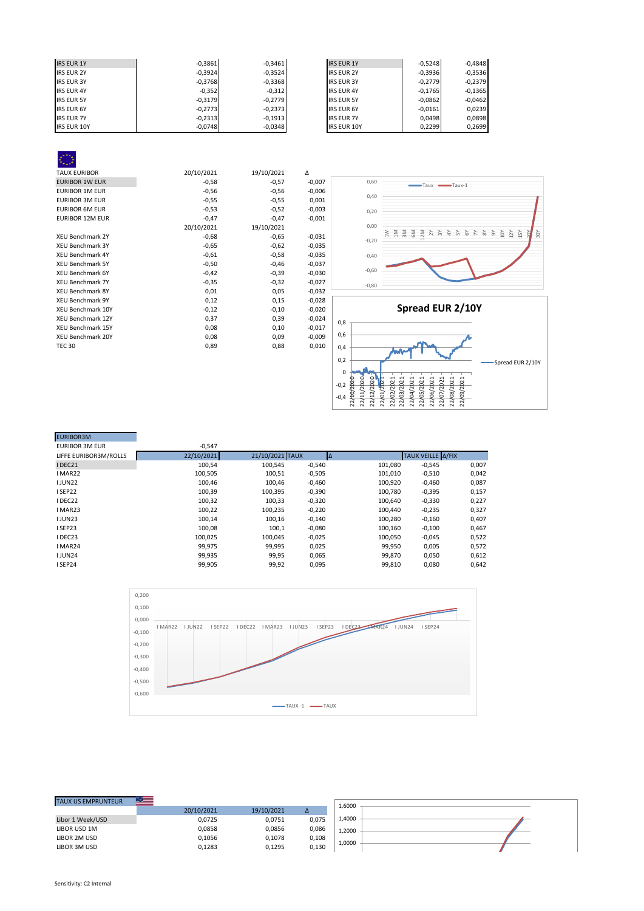| | | |
|---|---|---|
| IRS EUR 1Y | -0,3861 | -0,3461 |
| IRS EUR 2Y | -0,3924 | -0,3524 |
| IRS EUR 3Y | -0,3768 | -0,3368 |
| IRS EUR 4Y | -0,352 | -0,312 |
| IRS EUR 5Y | -0,3179 | -0,2779 |
| IRS EUR 6Y | -0,2773 | -0,2373 |
| IRS EUR 7Y | -0,2313 | -0,1913 |
| IRS EUR 10Y | -0,0748 | -0,0348 |

| | | |
|---|---|---|
| IRS EUR 1Y | -0,5248 | -0,4848 |
| IRS EUR 2Y | -0,3936 | -0,3536 |
| IRS EUR 3Y | -0,2779 | -0,2379 |
| IRS EUR 4Y | -0,1765 | -0,1365 |
| IRS EUR 5Y | -0,0862 | -0,0462 |
| IRS EUR 6Y | -0,0161 | 0,0239 |
| IRS EUR 7Y | 0,0498 | 0,0898 |
| IRS EUR 10Y | 0,2299 | 0,2699 |

| TAUX EURIBOR | 20/10/2021 | 19/10/2021 | Δ |
|---|---|---|---|
| EURIBOR 1W EUR | -0,58 | -0,57 | -0,007 |
| EURIBOR 1M EUR | -0,56 | -0,56 | -0,006 |
| EURIBOR 3M EUR | -0,55 | -0,55 | 0,001 |
| EURIBOR 6M EUR | -0,53 | -0,52 | -0,003 |
| EURIBOR 12M EUR | -0,47 | -0,47 | -0,001 |
| | 20/10/2021 | 19/10/2021 | |
| XEU Benchmark 2Y | -0,68 | -0,65 | -0,031 |
| XEU Benchmark 3Y | -0,65 | -0,62 | -0,035 |
| XEU Benchmark 4Y | -0,61 | -0,58 | -0,035 |
| XEU Benchmark 5Y | -0,50 | -0,46 | -0,037 |
| XEU Benchmark 6Y | -0,42 | -0,39 | -0,030 |
| XEU Benchmark 7Y | -0,35 | -0,32 | -0,027 |
| XEU Benchmark 8Y | 0,01 | 0,05 | -0,032 |
| XEU Benchmark 9Y | 0,12 | 0,15 | -0,028 |
| XEU Benchmark 10Y | -0,12 | -0,10 | -0,020 |
| XEU Benchmark 12Y | 0,37 | 0,39 | -0,024 |
| XEU Benchmark 15Y | 0,08 | 0,10 | -0,017 |
| XEU Benchmark 20Y | 0,08 | 0,09 | -0,009 |
| TEC 30 | 0,89 | 0,88 | 0,010 |

**Spread EUR 2/10Y**

| EURIBOR3M | | | | | | | |
|---|---|---|---|---|---|---|---|
| EURIBOR 3M EUR | -0,547 | | | | | | |
| LIFFE EURIBOR3M/ROLLS | 22/10/2021 | 21/10/2021 | TAUX | Δ | TAUX VEILLE | Δ/FIX | |
| I DEC21 | 100,54 | 100,545 | -0,540 | 101,080 | -0,545 | 0,007 | |
| I MAR22 | 100,505 | 100,51 | -0,505 | 101,010 | -0,510 | 0,042 | |
| I JUN22 | 100,46 | 100,46 | -0,460 | 100,920 | -0,460 | 0,087 | |
| I SEP22 | 100,39 | 100,395 | -0,390 | 100,780 | -0,395 | 0,157 | |
| I DEC22 | 100,32 | 100,33 | -0,320 | 100,640 | -0,330 | 0,227 | |
| I MAR23 | 100,22 | 100,235 | -0,220 | 100,440 | -0,235 | 0,327 | |
| I JUN23 | 100,14 | 100,16 | -0,140 | 100,280 | -0,160 | 0,407 | |
| I SEP23 | 100,08 | 100,1 | -0,080 | 100,160 | -0,100 | 0,467 | |
| I DEC23 | 100,025 | 100,045 | -0,025 | 100,050 | -0,045 | 0,522 | |
| I MAR24 | 99,975 | 99,995 | 0,025 | 99,950 | 0,005 | 0,572 | |
| I JUN24 | 99,935 | 99,95 | 0,065 | 99,870 | 0,050 | 0,612 | |
| I SEP24 | 99,905 | 99,92 | 0,095 | 99,810 | 0,080 | 0,642 | |

| TAUX US EMPRUNTEUR | 20/10/2021 | 19/10/2021 | Δ |
|---|---|---|---|
| Libor 1 Week/USD | 0,0725 | 0,0751 | 0,075 |
| LIBOR USD 1M | 0,0858 | 0,0856 | 0,086 |
| LIBOR 2M USD | 0,1056 | 0,1078 | 0,108 |
| LIBOR 3M USD | 0,1283 | 0,1295 | 0,130 |

Sensitivity: C2 Internal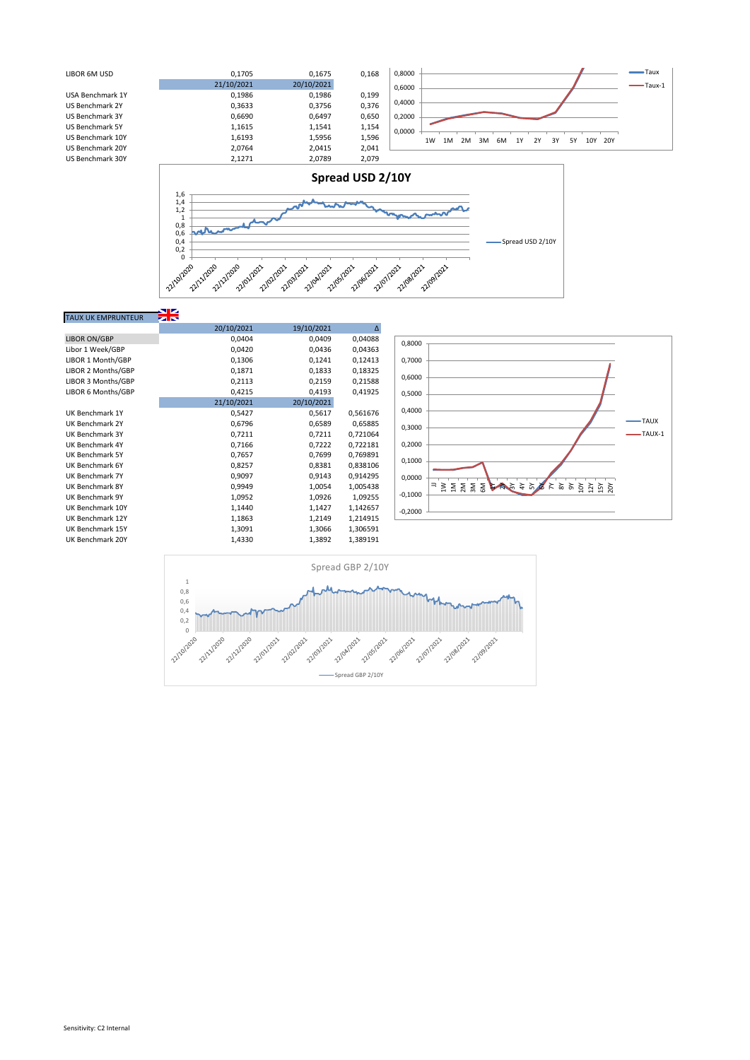| | | | |
|---|---|---|---|
| LIBOR 6M USD | 0,1705 | 0,1675 | 0,168 |
| | 21/10/2021 | 20/10/2021 | |
| USA Benchmark 1Y | 0,1986 | 0,1986 | 0,199 |
| US Benchmark 2Y | 0,3633 | 0,3756 | 0,376 |
| US Benchmark 3Y | 0,6690 | 0,6497 | 0,650 |
| US Benchmark 5Y | 1,1615 | 1,1541 | 1,154 |
| US Benchmark 10Y | 1,6193 | 1,5956 | 1,596 |
| US Benchmark 20Y | 2,0764 | 2,0415 | 2,041 |
| US Benchmark 30Y | 2,1271 | 2,0789 | 2,079 |

0,8000
0,6000
0,4000
0,2000
0,0000
1W 1M 2M 3M 6M 1Y 2Y 3Y 5Y 10Y 20Y
Taux
Taux-1

Spread USD 2/10Y

1,6
1,4
1,2
1
0,8
0,6
0,4
0,2
0
22/10/2020 22/11/2020 22/12/2020 22/01/2021 22/02/2021 22/03/2021 22/04/2021 22/05/2021 22/06/2021 22/07/2021 22/08/2021 22/09/2021
Spread USD 2/10Y

| TAUX UK EMPRUNTEUR | | | |
|---|---|---|---|
| | 20/10/2021 | 19/10/2021 | Δ |
| LIBOR ON/GBP | 0,0404 | 0,0409 | 0,04088 |
| Libor 1 Week/GBP | 0,0420 | 0,0436 | 0,04363 |
| LIBOR 1 Month/GBP | 0,1306 | 0,1241 | 0,12413 |
| LIBOR 2 Months/GBP | 0,1871 | 0,1833 | 0,18325 |
| LIBOR 3 Months/GBP | 0,2113 | 0,2159 | 0,21588 |
| LIBOR 6 Months/GBP | 0,4215 | 0,4193 | 0,41925 |
| | 21/10/2021 | 20/10/2021 | |
| UK Benchmark 1Y | 0,5427 | 0,5617 | 0,561676 |
| UK Benchmark 2Y | 0,6796 | 0,6589 | 0,65885 |
| UK Benchmark 3Y | 0,7211 | 0,7211 | 0,721064 |
| UK Benchmark 4Y | 0,7166 | 0,7222 | 0,722181 |
| UK Benchmark 5Y | 0,7657 | 0,7699 | 0,769891 |
| UK Benchmark 6Y | 0,8257 | 0,8381 | 0,838106 |
| UK Benchmark 7Y | 0,9097 | 0,9143 | 0,914295 |
| UK Benchmark 8Y | 0,9949 | 1,0054 | 1,005438 |
| UK Benchmark 9Y | 1,0952 | 1,0926 | 1,09255 |
| UK Benchmark 10Y | 1,1440 | 1,1427 | 1,142657 |
| UK Benchmark 12Y | 1,1863 | 1,2149 | 1,214915 |
| UK Benchmark 15Y | 1,3091 | 1,3066 | 1,306591 |
| UK Benchmark 20Y | 1,4330 | 1,3892 | 1,389191 |

0,8000
0,7000
0,6000
0,5000
0,4000
0,3000
0,2000
0,1000
0,0000
-0,1000
-0,2000
JJ 1W 1M 2M 3M 6M 1Y 2Y 3Y 4Y 5Y 6Y 7Y 8Y 9Y 10Y 12Y 15Y 20Y
TAUX
TAUX-1

Spread GBP 2/10Y

1
0,8
0,6
0,4
0,2
0
22/10/2020 22/11/2020 22/12/2020 22/01/2021 22/02/2021 22/03/2021 22/04/2021 22/05/2021 22/06/2021 22/07/2021 22/08/2021 22/09/2021
Spread GBP 2/10Y